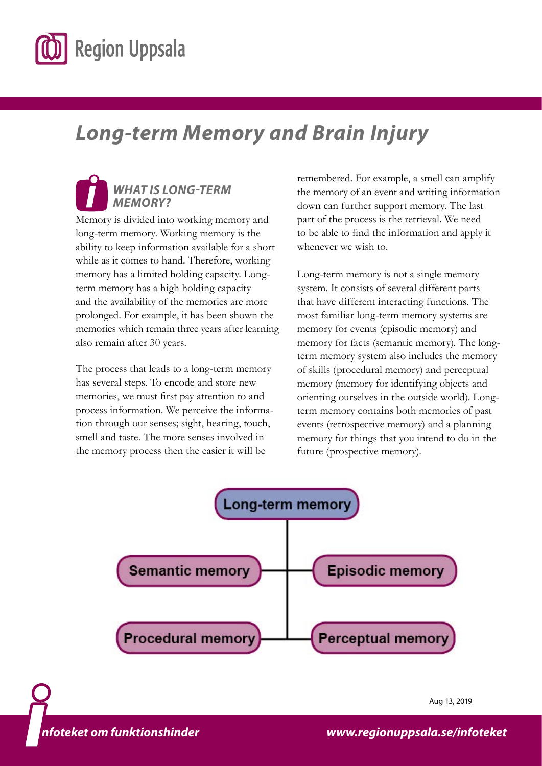# Long-term Memory and Brain Injury

## WHAT IS LONG-TERM MEMORY?

Memory is divided into working memory and long-term memory. Working memory is the ability to keep information available for a short while as it comes to hand. Therefore, working memory has a limited holding capacity. Long-term memory has a high holding capacity and the availability of the memories are more prolonged. For example, it has been shown the memories which remain three years after learning also remain after 30 years.

The process that leads to a long-term memory has several steps. To encode and store new memories, we must first pay attention to and process information. We perceive the information through our senses; sight, hearing, touch, smell and taste. The more senses involved in the memory process then the easier it will be remembered. For example, a smell can amplify the memory of an event and writing information down can further support memory. The last part of the process is the retrieval. We need to be able to find the information and apply it whenever we wish to.

Long-term memory is not a single memory system. It consists of several different parts that have different interacting functions. The most familiar long-term memory systems are memory for events (episodic memory) and memory for facts (semantic memory). The long-term memory system also includes the memory of skills (procedural memory) and perceptual memory (memory for identifying objects and orienting ourselves in the outside world). Long-term memory contains both memories of past events (retrospective memory) and a planning memory for things that you intend to do in the future (prospective memory).

- Long-term memory
  - Semantic memory
  - Episodic memory
  - Procedural memory
  - Perceptual memory

Aug 13, 2019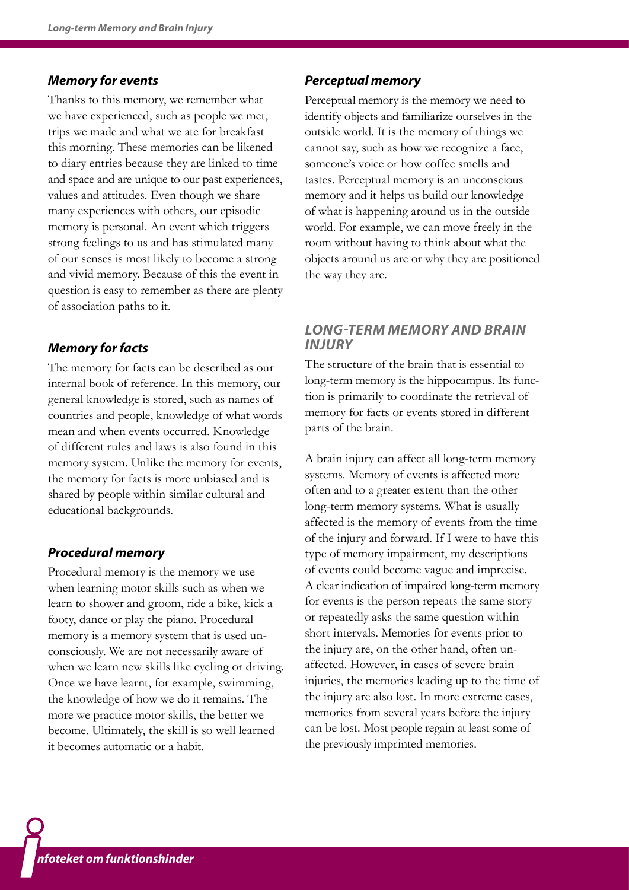### *Memory for events*

Thanks to this memory, we remember what we have experienced, such as people we met, trips we made and what we ate for breakfast this morning. These memories can be likened to diary entries because they are linked to time and space and are unique to our past experiences, values and attitudes. Even though we share many experiences with others, our episodic memory is personal. An event which triggers strong feelings to us and has stimulated many of our senses is most likely to become a strong and vivid memory. Because of this the event in question is easy to remember as there are plenty of association paths to it.

### *Memory for facts*

The memory for facts can be described as our internal book of reference. In this memory, our general knowledge is stored, such as names of countries and people, knowledge of what words mean and when events occurred. Knowledge of different rules and laws is also found in this memory system. Unlike the memory for events, the memory for facts is more unbiased and is shared by people within similar cultural and educational backgrounds.

### *Procedural memory*

Procedural memory is the memory we use when learning motor skills such as when we learn to shower and groom, ride a bike, kick a footy, dance or play the piano. Procedural memory is a memory system that is used unconsciously. We are not necessarily aware of when we learn new skills like cycling or driving. Once we have learnt, for example, swimming, the knowledge of how we do it remains. The more we practice motor skills, the better we become. Ultimately, the skill is so well learned it becomes automatic or a habit.

### *Perceptual memory*

Perceptual memory is the memory we need to identify objects and familiarize ourselves in the outside world. It is the memory of things we cannot say, such as how we recognize a face, someone's voice or how coffee smells and tastes. Perceptual memory is an unconscious memory and it helps us build our knowledge of what is happening around us in the outside world. For example, we can move freely in the room without having to think about what the objects around us are or why they are positioned the way they are.

## *LONG-TERM MEMORY AND BRAIN INJURY*

The structure of the brain that is essential to long-term memory is the hippocampus. Its function is primarily to coordinate the retrieval of memory for facts or events stored in different parts of the brain.

A brain injury can affect all long-term memory systems. Memory of events is affected more often and to a greater extent than the other long-term memory systems. What is usually affected is the memory of events from the time of the injury and forward. If I were to have this type of memory impairment, my descriptions of events could become vague and imprecise. A clear indication of impaired long-term memory for events is the person repeats the same story or repeatedly asks the same question within short intervals. Memories for events prior to the injury are, on the other hand, often unaffected. However, in cases of severe brain injuries, the memories leading up to the time of the injury are also lost. In more extreme cases, memories from several years before the injury can be lost. Most people regain at least some of the previously imprinted memories.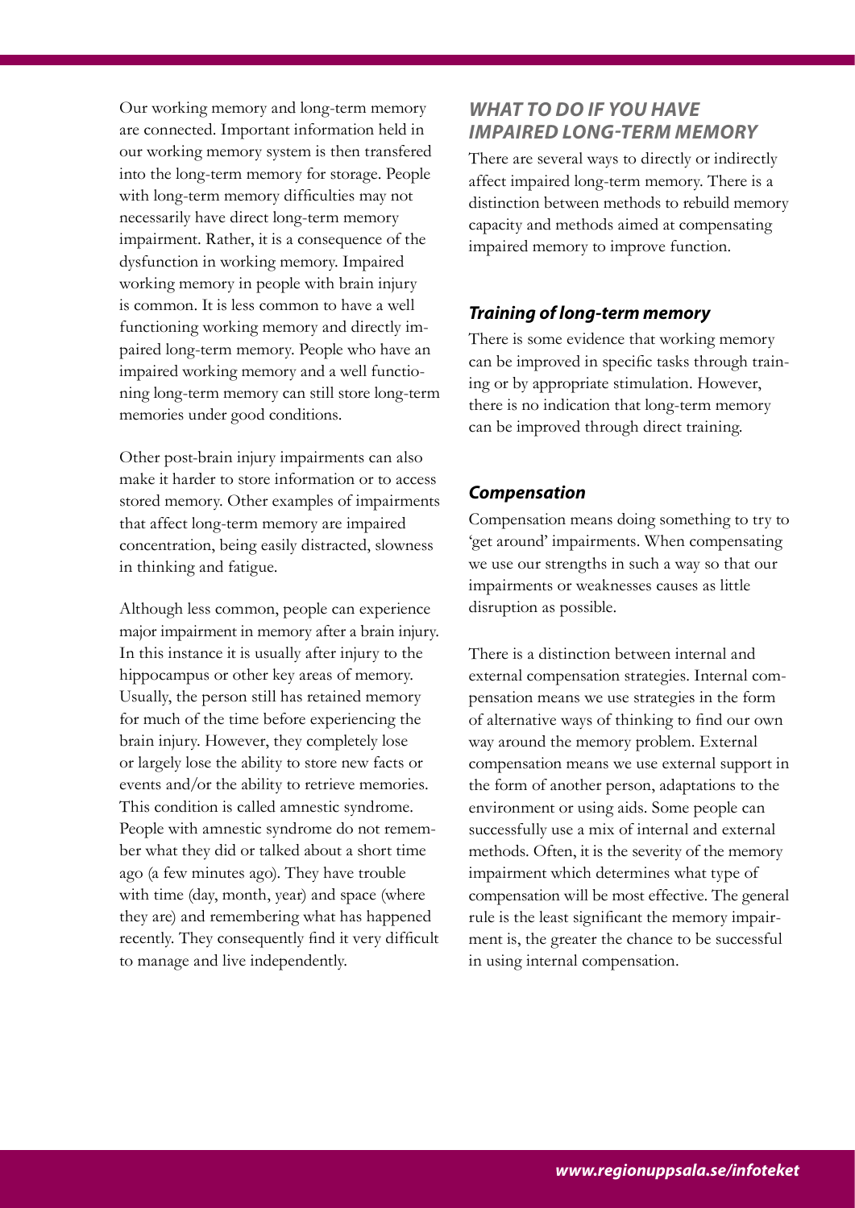Our working memory and long-term memory are connected. Important information held in our working memory system is then transfered into the long-term memory for storage. People with long-term memory difficulties may not necessarily have direct long-term memory impairment. Rather, it is a consequence of the dysfunction in working memory. Impaired working memory in people with brain injury is common. It is less common to have a well functioning working memory and directly impaired long-term memory. People who have an impaired working memory and a well functioning long-term memory can still store long-term memories under good conditions.

Other post-brain injury impairments can also make it harder to store information or to access stored memory. Other examples of impairments that affect long-term memory are impaired concentration, being easily distracted, slowness in thinking and fatigue.

Although less common, people can experience major impairment in memory after a brain injury. In this instance it is usually after injury to the hippocampus or other key areas of memory. Usually, the person still has retained memory for much of the time before experiencing the brain injury. However, they completely lose or largely lose the ability to store new facts or events and/or the ability to retrieve memories. This condition is called amnestic syndrome. People with amnestic syndrome do not remember what they did or talked about a short time ago (a few minutes ago). They have trouble with time (day, month, year) and space (where they are) and remembering what has happened recently. They consequently find it very difficult to manage and live independently.

## *WHAT TO DO IF YOU HAVE IMPAIRED LONG-TERM MEMORY*

There are several ways to directly or indirectly affect impaired long-term memory. There is a distinction between methods to rebuild memory capacity and methods aimed at compensating impaired memory to improve function.

### *Training of long-term memory*

There is some evidence that working memory can be improved in specific tasks through training or by appropriate stimulation. However, there is no indication that long-term memory can be improved through direct training.

### *Compensation*

Compensation means doing something to try to 'get around' impairments. When compensating we use our strengths in such a way so that our impairments or weaknesses causes as little disruption as possible.

There is a distinction between internal and external compensation strategies. Internal compensation means we use strategies in the form of alternative ways of thinking to find our own way around the memory problem. External compensation means we use external support in the form of another person, adaptations to the environment or using aids. Some people can successfully use a mix of internal and external methods. Often, it is the severity of the memory impairment which determines what type of compensation will be most effective. The general rule is the least significant the memory impairment is, the greater the chance to be successful in using internal compensation.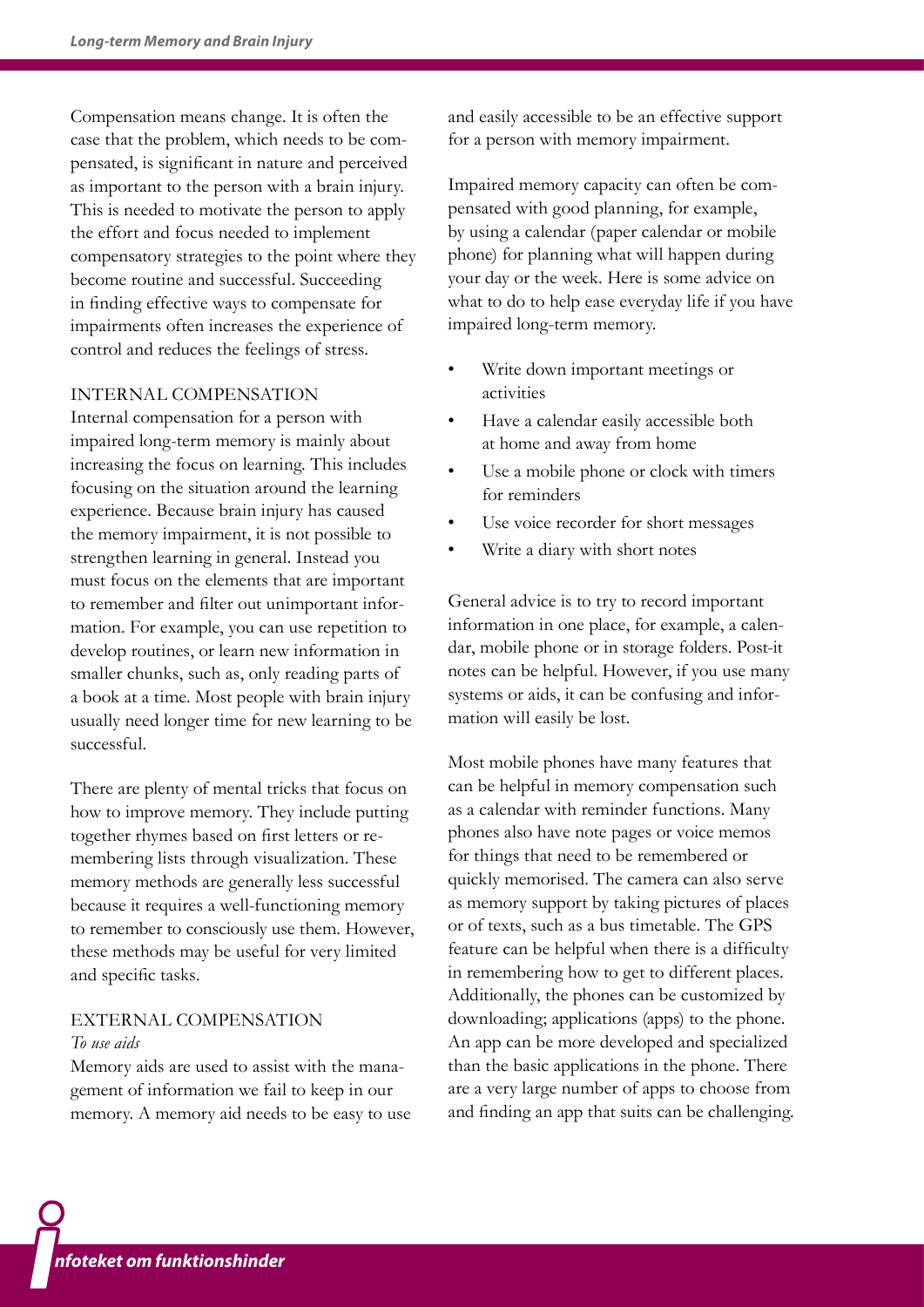Compensation means change. It is often the case that the problem, which needs to be compensated, is significant in nature and perceived as important to the person with a brain injury. This is needed to motivate the person to apply the effort and focus needed to implement compensatory strategies to the point where they become routine and successful. Succeeding in finding effective ways to compensate for impairments often increases the experience of control and reduces the feelings of stress.

## INTERNAL COMPENSATION

Internal compensation for a person with impaired long-term memory is mainly about increasing the focus on learning. This includes focusing on the situation around the learning experience. Because brain injury has caused the memory impairment, it is not possible to strengthen learning in general. Instead you must focus on the elements that are important to remember and filter out unimportant information. For example, you can use repetition to develop routines, or learn new information in smaller chunks, such as, only reading parts of a book at a time. Most people with brain injury usually need longer time for new learning to be successful.

There are plenty of mental tricks that focus on how to improve memory. They include putting together rhymes based on first letters or remembering lists through visualization. These memory methods are generally less successful because it requires a well-functioning memory to remember to consciously use them. However, these methods may be useful for very limited and specific tasks.

## EXTERNAL COMPENSATION

### *To use aids*

Memory aids are used to assist with the management of information we fail to keep in our memory. A memory aid needs to be easy to use and easily accessible to be an effective support for a person with memory impairment.

Impaired memory capacity can often be compensated with good planning, for example, by using a calendar (paper calendar or mobile phone) for planning what will happen during your day or the week. Here is some advice on what to do to help ease everyday life if you have impaired long-term memory.

- Write down important meetings or activities
- Have a calendar easily accessible both at home and away from home
- Use a mobile phone or clock with timers for reminders
- Use voice recorder for short messages
- Write a diary with short notes

General advice is to try to record important information in one place, for example, a calendar, mobile phone or in storage folders. Post-it notes can be helpful. However, if you use many systems or aids, it can be confusing and information will easily be lost.

Most mobile phones have many features that can be helpful in memory compensation such as a calendar with reminder functions. Many phones also have note pages or voice memos for things that need to be remembered or quickly memorised. The camera can also serve as memory support by taking pictures of places or of texts, such as a bus timetable. The GPS feature can be helpful when there is a difficulty in remembering how to get to different places. Additionally, the phones can be customized by downloading; applications (apps) to the phone. An app can be more developed and specialized than the basic applications in the phone. There are a very large number of apps to choose from and finding an app that suits can be challenging.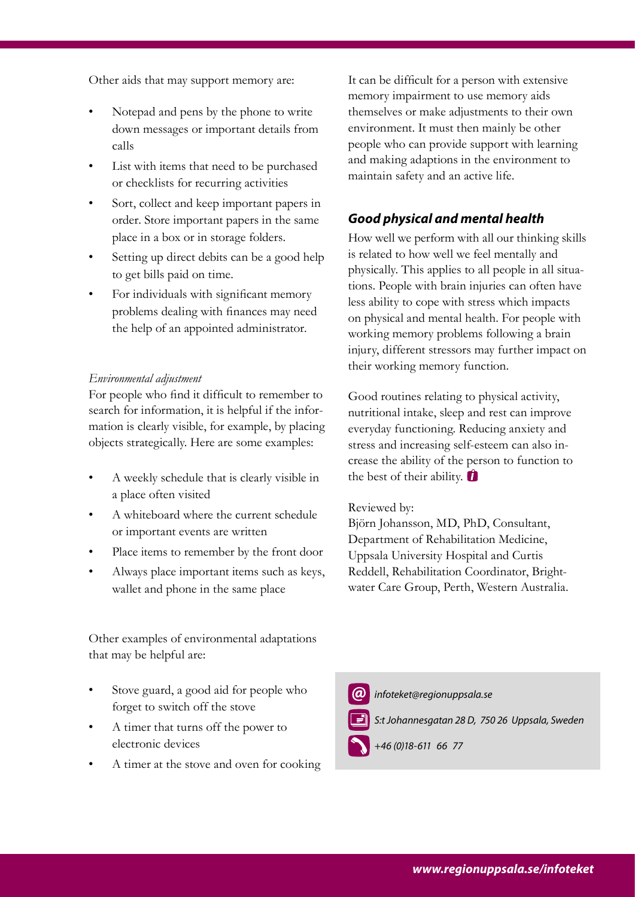Other aids that may support memory are:

- Notepad and pens by the phone to write down messages or important details from calls
- List with items that need to be purchased or checklists for recurring activities
- Sort, collect and keep important papers in order. Store important papers in the same place in a box or in storage folders.
- Setting up direct debits can be a good help to get bills paid on time.
- For individuals with significant memory problems dealing with finances may need the help of an appointed administrator.

*Environmental adjustment*

For people who find it difficult to remember to search for information, it is helpful if the information is clearly visible, for example, by placing objects strategically. Here are some examples:

- A weekly schedule that is clearly visible in a place often visited
- A whiteboard where the current schedule or important events are written
- Place items to remember by the front door
- Always place important items such as keys, wallet and phone in the same place

Other examples of environmental adaptations that may be helpful are:

- Stove guard, a good aid for people who forget to switch off the stove
- A timer that turns off the power to electronic devices
- A timer at the stove and oven for cooking

It can be difficult for a person with extensive memory impairment to use memory aids themselves or make adjustments to their own environment. It must then mainly be other people who can provide support with learning and making adaptions in the environment to maintain safety and an active life.

## Good physical and mental health

How well we perform with all our thinking skills is related to how well we feel mentally and physically. This applies to all people in all situations. People with brain injuries can often have less ability to cope with stress which impacts on physical and mental health. For people with working memory problems following a brain injury, different stressors may further impact on their working memory function.

Good routines relating to physical activity, nutritional intake, sleep and rest can improve everyday functioning. Reducing anxiety and stress and increasing self-esteem can also increase the ability of the person to function to the best of their ability.

Reviewed by:
Björn Johansson, MD, PhD, Consultant, Department of Rehabilitation Medicine, Uppsala University Hospital and Curtis Reddell, Rehabilitation Coordinator, Brightwater Care Group, Perth, Western Australia.

*infoteket@regionuppsala.se*

*S:t Johannesgatan 28 D, 750 26 Uppsala, Sweden*

*+46 (0)18-611 66 77*

***www.regionuppsala.se/infoteket***